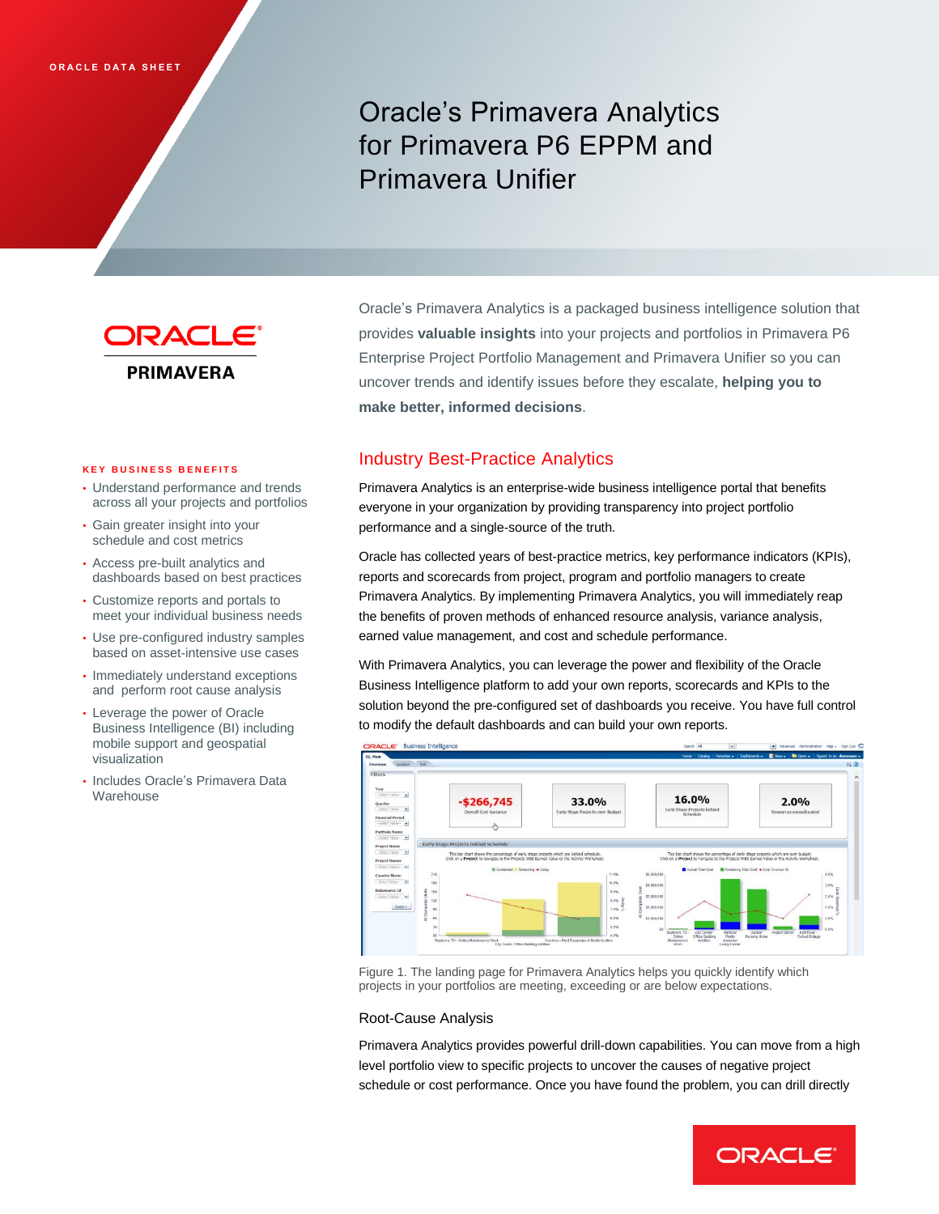ORACLE DATA SHEET

# Oracle's Primavera Analytics for Primavera P6 EPPM and Primavera Unifier

ORACLE PRIMAVERA

Oracle's Primavera Analytics is a packaged business intelligence solution that provides **valuable insights** into your projects and portfolios in Primavera P6 Enterprise Project Portfolio Management and Primavera Unifier so you can uncover trends and identify issues before they escalate, **helping you to make better, informed decisions**.

### KEY BUSINESS BENEFITS

- Understand performance and trends across all your projects and portfolios
- Gain greater insight into your schedule and cost metrics
- Access pre-built analytics and dashboards based on best practices
- Customize reports and portals to meet your individual business needs
- Use pre-configured industry samples based on asset-intensive use cases
- Immediately understand exceptions and perform root cause analysis
- Leverage the power of Oracle Business Intelligence (BI) including mobile support and geospatial visualization
- Includes Oracle's Primavera Data Warehouse

## Industry Best-Practice Analytics

Primavera Analytics is an enterprise-wide business intelligence portal that benefits everyone in your organization by providing transparency into project portfolio performance and a single-source of the truth.

Oracle has collected years of best-practice metrics, key performance indicators (KPIs), reports and scorecards from project, program and portfolio managers to create Primavera Analytics. By implementing Primavera Analytics, you will immediately reap the benefits of proven methods of enhanced resource analysis, variance analysis, earned value management, and cost and schedule performance.

With Primavera Analytics, you can leverage the power and flexibility of the Oracle Business Intelligence platform to add your own reports, scorecards and KPIs to the solution beyond the pre-configured set of dashboards you receive. You have full control to modify the default dashboards and can build your own reports.

Figure 1. The landing page for Primavera Analytics helps you quickly identify which projects in your portfolios are meeting, exceeding or are below expectations.

### Root-Cause Analysis

Primavera Analytics provides powerful drill-down capabilities. You can move from a high level portfolio view to specific projects to uncover the causes of negative project schedule or cost performance. Once you have found the problem, you can drill directly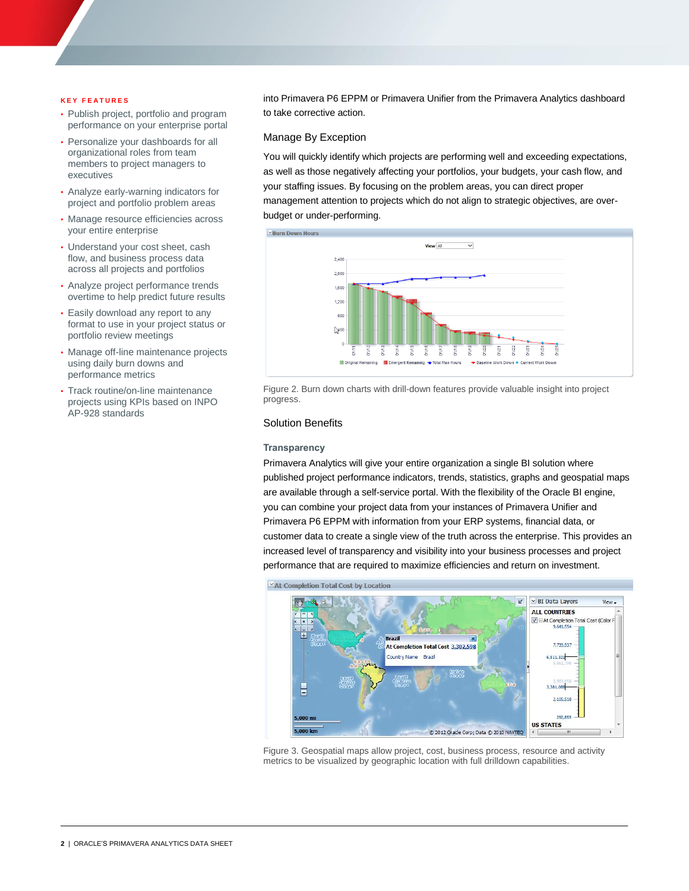## KEY FEATURES

- Publish project, portfolio and program performance on your enterprise portal
- Personalize your dashboards for all organizational roles from team members to project managers to executives
- Analyze early-warning indicators for project and portfolio problem areas
- Manage resource efficiencies across your entire enterprise
- Understand your cost sheet, cash flow, and business process data across all projects and portfolios
- Analyze project performance trends overtime to help predict future results
- Easily download any report to any format to use in your project status or portfolio review meetings
- Manage off-line maintenance projects using daily burn downs and performance metrics
- Track routine/on-line maintenance projects using KPIs based on INPO AP-928 standards

into Primavera P6 EPPM or Primavera Unifier from the Primavera Analytics dashboard to take corrective action.

### Manage By Exception

You will quickly identify which projects are performing well and exceeding expectations, as well as those negatively affecting your portfolios, your budgets, your cash flow, and your staffing issues. By focusing on the problem areas, you can direct proper management attention to projects which do not align to strategic objectives, are over-budget or under-performing.

Figure 2. Burn down charts with drill-down features provide valuable insight into project progress.

## Solution Benefits

### Transparency

Primavera Analytics will give your entire organization a single BI solution where published project performance indicators, trends, statistics, graphs and geospatial maps are available through a self-service portal. With the flexibility of the Oracle BI engine, you can combine your project data from your instances of Primavera Unifier and Primavera P6 EPPM with information from your ERP systems, financial data, or customer data to create a single view of the truth across the enterprise. This provides an increased level of transparency and visibility into your business processes and project performance that are required to maximize efficiencies and return on investment.

Figure 3. Geospatial maps allow project, cost, business process, resource and activity metrics to be visualized by geographic location with full drilldown capabilities.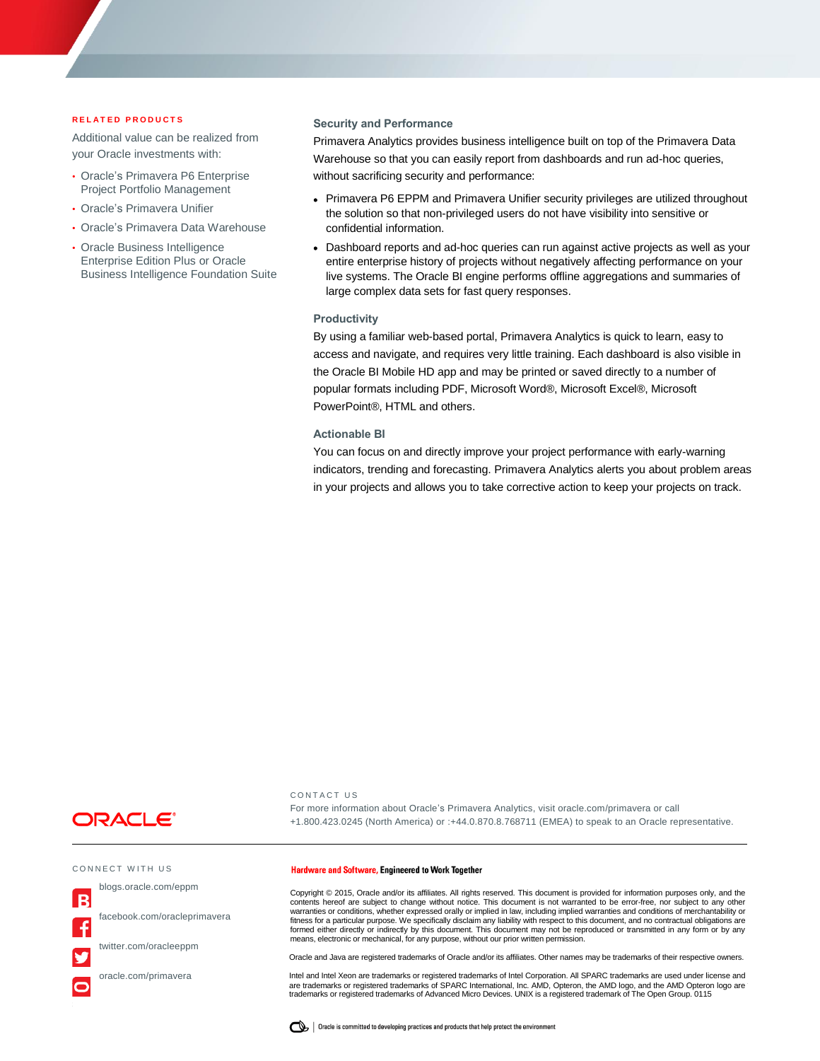**RELATED PRODUCTS**

Additional value can be realized from your Oracle investments with:

- Oracle's Primavera P6 Enterprise Project Portfolio Management
- Oracle's Primavera Unifier
- Oracle's Primavera Data Warehouse
- Oracle Business Intelligence Enterprise Edition Plus or Oracle Business Intelligence Foundation Suite

### Security and Performance

Primavera Analytics provides business intelligence built on top of the Primavera Data Warehouse so that you can easily report from dashboards and run ad-hoc queries, without sacrificing security and performance:

- Primavera P6 EPPM and Primavera Unifier security privileges are utilized throughout the solution so that non-privileged users do not have visibility into sensitive or confidential information.
- Dashboard reports and ad-hoc queries can run against active projects as well as your entire enterprise history of projects without negatively affecting performance on your live systems. The Oracle BI engine performs offline aggregations and summaries of large complex data sets for fast query responses.

### Productivity

By using a familiar web-based portal, Primavera Analytics is quick to learn, easy to access and navigate, and requires very little training. Each dashboard is also visible in the Oracle BI Mobile HD app and may be printed or saved directly to a number of popular formats including PDF, Microsoft Word®, Microsoft Excel®, Microsoft PowerPoint®, HTML and others.

### Actionable BI

You can focus on and directly improve your project performance with early-warning indicators, trending and forecasting. Primavera Analytics alerts you about problem areas in your projects and allows you to take corrective action to keep your projects on track.

ORACLE®

CONTACT US

For more information about Oracle's Primavera Analytics, visit oracle.com/primavera or call +1.800.423.0245 (North America) or :+44.0.870.8.768711 (EMEA) to speak to an Oracle representative.

CONNECT WITH US

- blogs.oracle.com/eppm
- facebook.com/oracleprimavera
- twitter.com/oracleeppm
- oracle.com/primavera

**Hardware and Software, Engineered to Work Together**

Copyright © 2015, Oracle and/or its affiliates. All rights reserved. This document is provided for information purposes only, and the contents hereof are subject to change without notice. This document is not warranted to be error-free, nor subject to any other warranties or conditions, whether expressed orally or implied in law, including implied warranties and conditions of merchantability or fitness for a particular purpose. We specifically disclaim any liability with respect to this document, and no contractual obligations are formed either directly or indirectly by this document. This document may not be reproduced or transmitted in any form or by any means, electronic or mechanical, for any purpose, without our prior written permission.

Oracle and Java are registered trademarks of Oracle and/or its affiliates. Other names may be trademarks of their respective owners.

Intel and Intel Xeon are trademarks or registered trademarks of Intel Corporation. All SPARC trademarks are used under license and are trademarks or registered trademarks of SPARC International, Inc. AMD, Opteron, the AMD logo, and the AMD Opteron logo are trademarks or registered trademarks of Advanced Micro Devices. UNIX is a registered trademark of The Open Group. 0115

Oracle is committed to developing practices and products that help protect the environment